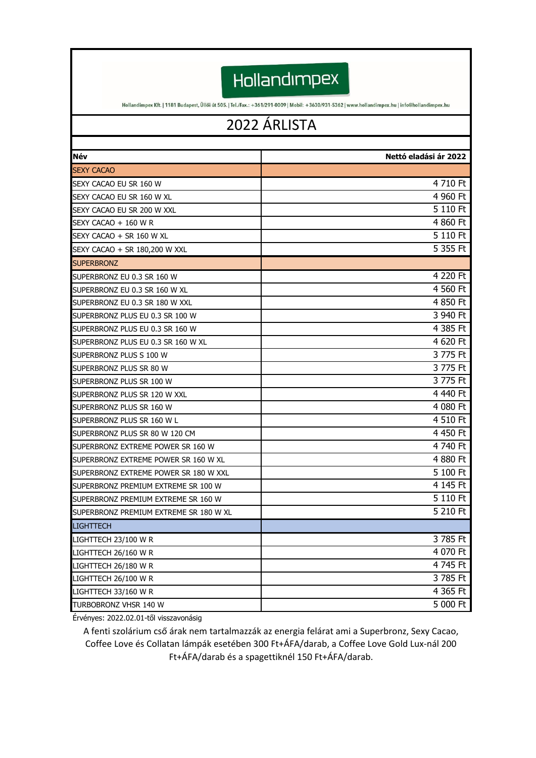Hollandimpex

Hollandimpex Kft. | 1181 Budapest, Üllői út 505. | Tel./Fax.: +361/291-0009 | Mobil: +3630/931-5362 | www.hollandimpex.hu | info@hollandimpex.hu

# 2022 ÁRLISTA

| **Név** | **Nettó eladási ár 2022** |
|---|---|
| SEXY CACAO | |
| SEXY CACAO EU SR 160 W | 4 710 Ft |
| SEXY CACAO EU SR 160 W XL | 4 960 Ft |
| SEXY CACAO EU SR 200 W XXL | 5 110 Ft |
| SEXY CACAO + 160 W R | 4 860 Ft |
| SEXY CACAO + SR 160 W XL | 5 110 Ft |
| SEXY CACAO + SR 180,200 W XXL | 5 355 Ft |
| SUPERBRONZ | |
| SUPERBRONZ EU 0.3 SR 160 W | 4 220 Ft |
| SUPERBRONZ EU 0.3 SR 160 W XL | 4 560 Ft |
| SUPERBRONZ EU 0.3 SR 180 W XXL | 4 850 Ft |
| SUPERBRONZ PLUS EU 0.3 SR 100 W | 3 940 Ft |
| SUPERBRONZ PLUS EU 0.3 SR 160 W | 4 385 Ft |
| SUPERBRONZ PLUS EU 0.3 SR 160 W XL | 4 620 Ft |
| SUPERBRONZ PLUS S 100 W | 3 775 Ft |
| SUPERBRONZ PLUS SR 80 W | 3 775 Ft |
| SUPERBRONZ PLUS SR 100 W | 3 775 Ft |
| SUPERBRONZ PLUS SR 120 W XXL | 4 440 Ft |
| SUPERBRONZ PLUS SR 160 W | 4 080 Ft |
| SUPERBRONZ PLUS SR 160 W L | 4 510 Ft |
| SUPERBRONZ PLUS SR 80 W 120 CM | 4 450 Ft |
| SUPERBRONZ EXTREME POWER SR 160 W | 4 740 Ft |
| SUPERBRONZ EXTREME POWER SR 160 W XL | 4 880 Ft |
| SUPERBRONZ EXTREME POWER SR 180 W XXL | 5 100 Ft |
| SUPERBRONZ PREMIUM EXTREME SR 100 W | 4 145 Ft |
| SUPERBRONZ PREMIUM EXTREME SR 160 W | 5 110 Ft |
| SUPERBRONZ PREMIUM EXTREME SR 180 W XL | 5 210 Ft |
| LIGHTTECH | |
| LIGHTTECH 23/100 W R | 3 785 Ft |
| LIGHTTECH 26/160 W R | 4 070 Ft |
| LIGHTTECH 26/180 W R | 4 745 Ft |
| LIGHTTECH 26/100 W R | 3 785 Ft |
| LIGHTTECH 33/160 W R | 4 365 Ft |
| TURBOBRONZ VHSR 140 W | 5 000 Ft |

Érvényes: 2022.02.01-től visszavonásig

A fenti szolárium cső árak nem tartalmazzák az energia felárat ami a Superbronz, Sexy Cacao, Coffee Love és Collatan lámpák esetében 300 Ft+ÁFA/darab, a Coffee Love Gold Lux-nál 200 Ft+ÁFA/darab és a spagettiknél 150 Ft+ÁFA/darab.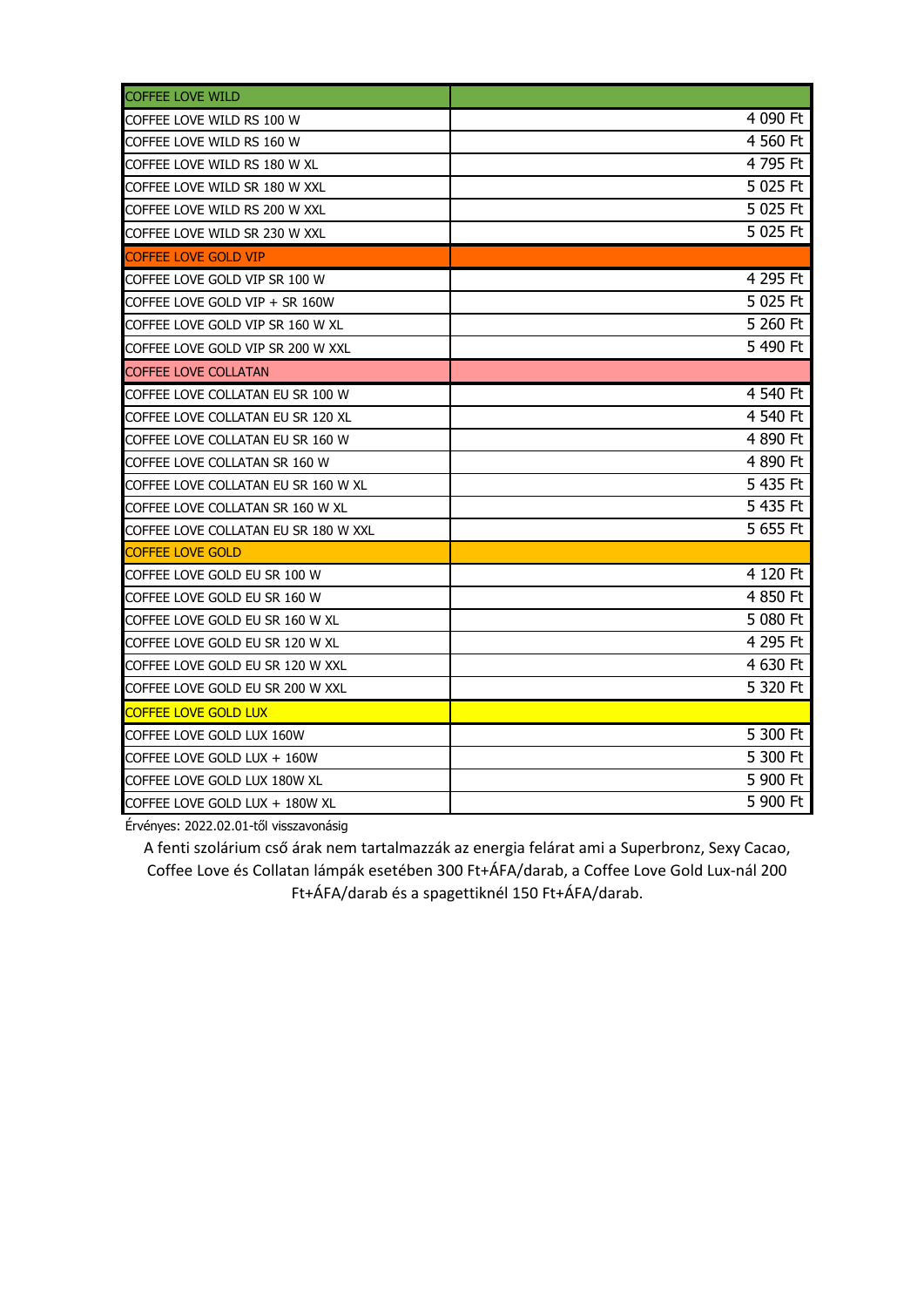| COFFEE LOVE WILD | |
|---|---|
| COFFEE LOVE WILD RS 100 W | 4 090 Ft |
| COFFEE LOVE WILD RS 160 W | 4 560 Ft |
| COFFEE LOVE WILD RS 180 W XL | 4 795 Ft |
| COFFEE LOVE WILD SR 180 W XXL | 5 025 Ft |
| COFFEE LOVE WILD RS 200 W XXL | 5 025 Ft |
| COFFEE LOVE WILD SR 230 W XXL | 5 025 Ft |
| COFFEE LOVE GOLD VIP | |
| COFFEE LOVE GOLD VIP SR 100 W | 4 295 Ft |
| COFFEE LOVE GOLD VIP + SR 160W | 5 025 Ft |
| COFFEE LOVE GOLD VIP SR 160 W XL | 5 260 Ft |
| COFFEE LOVE GOLD VIP SR 200 W XXL | 5 490 Ft |
| COFFEE LOVE COLLATAN | |
| COFFEE LOVE COLLATAN EU SR 100 W | 4 540 Ft |
| COFFEE LOVE COLLATAN EU SR 120 XL | 4 540 Ft |
| COFFEE LOVE COLLATAN EU SR 160 W | 4 890 Ft |
| COFFEE LOVE COLLATAN SR 160 W | 4 890 Ft |
| COFFEE LOVE COLLATAN EU SR 160 W XL | 5 435 Ft |
| COFFEE LOVE COLLATAN SR 160 W XL | 5 435 Ft |
| COFFEE LOVE COLLATAN EU SR 180 W XXL | 5 655 Ft |
| COFFEE LOVE GOLD | |
| COFFEE LOVE GOLD EU SR 100 W | 4 120 Ft |
| COFFEE LOVE GOLD EU SR 160 W | 4 850 Ft |
| COFFEE LOVE GOLD EU SR 160 W XL | 5 080 Ft |
| COFFEE LOVE GOLD EU SR 120 W XL | 4 295 Ft |
| COFFEE LOVE GOLD EU SR 120 W XXL | 4 630 Ft |
| COFFEE LOVE GOLD EU SR 200 W XXL | 5 320 Ft |
| COFFEE LOVE GOLD LUX | |
| COFFEE LOVE GOLD LUX 160W | 5 300 Ft |
| COFFEE LOVE GOLD LUX + 160W | 5 300 Ft |
| COFFEE LOVE GOLD LUX 180W XL | 5 900 Ft |
| COFFEE LOVE GOLD LUX + 180W XL | 5 900 Ft |

Érvényes: 2022.02.01-től visszavonásig

A fenti szolárium cső árak nem tartalmazzák az energia felárat ami a Superbronz, Sexy Cacao, Coffee Love és Collatan lámpák esetében 300 Ft+ÁFA/darab, a Coffee Love Gold Lux-nál 200 Ft+ÁFA/darab és a spagettiknél 150 Ft+ÁFA/darab.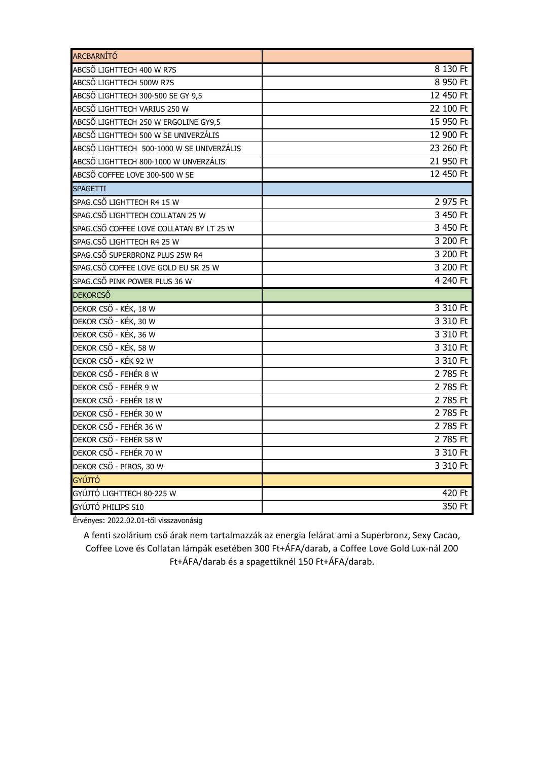| | |
|---|---|
| ARCBARNÍTÓ | |
| ABCSŐ LIGHTTECH 400 W R7S | 8 130 Ft |
| ABCSŐ LIGHTTECH 500W R7S | 8 950 Ft |
| ABCSŐ LIGHTTECH 300-500 SE GY 9,5 | 12 450 Ft |
| ABCSŐ LIGHTTECH VARIUS 250 W | 22 100 Ft |
| ABCSŐ LIGHTTECH 250 W ERGOLINE GY9,5 | 15 950 Ft |
| ABCSŐ LIGHTTECH 500 W SE UNIVERZÁLIS | 12 900 Ft |
| ABCSŐ LIGHTTECH 500-1000 W SE UNIVERZÁLIS | 23 260 Ft |
| ABCSŐ LIGHTTECH 800-1000 W UNVERZÁLIS | 21 950 Ft |
| ABCSŐ COFFEE LOVE 300-500 W SE | 12 450 Ft |
| SPAGETTI | |
| SPAG.CSŐ LIGHTTECH R4 15 W | 2 975 Ft |
| SPAG.CSŐ LIGHTTECH COLLATAN 25 W | 3 450 Ft |
| SPAG.CSŐ COFFEE LOVE COLLATAN BY LT 25 W | 3 450 Ft |
| SPAG.CSŐ LIGHTTECH R4 25 W | 3 200 Ft |
| SPAG.CSŐ SUPERBRONZ PLUS 25W R4 | 3 200 Ft |
| SPAG.CSŐ COFFEE LOVE GOLD EU SR 25 W | 3 200 Ft |
| SPAG.CSŐ PINK POWER PLUS 36 W | 4 240 Ft |
| DEKORCSŐ | |
| DEKOR CSŐ - KÉK, 18 W | 3 310 Ft |
| DEKOR CSŐ - KÉK, 30 W | 3 310 Ft |
| DEKOR CSŐ - KÉK, 36 W | 3 310 Ft |
| DEKOR CSŐ - KÉK, 58 W | 3 310 Ft |
| DEKOR CSŐ - KÉK 92 W | 3 310 Ft |
| DEKOR CSŐ - FEHÉR 8 W | 2 785 Ft |
| DEKOR CSŐ - FEHÉR 9 W | 2 785 Ft |
| DEKOR CSŐ - FEHÉR 18 W | 2 785 Ft |
| DEKOR CSŐ - FEHÉR 30 W | 2 785 Ft |
| DEKOR CSŐ - FEHÉR 36 W | 2 785 Ft |
| DEKOR CSŐ - FEHÉR 58 W | 2 785 Ft |
| DEKOR CSŐ - FEHÉR 70 W | 3 310 Ft |
| DEKOR CSŐ - PIROS, 30 W | 3 310 Ft |
| GYÚJTÓ | |
| GYÚJTÓ LIGHTTECH 80-225 W | 420 Ft |
| GYÚJTÓ PHILIPS S10 | 350 Ft |

Érvényes: 2022.02.01-től visszavonásig

A fenti szolárium cső árak nem tartalmazzák az energia felárat ami a Superbronz, Sexy Cacao, Coffee Love és Collatan lámpák esetében 300 Ft+ÁFA/darab, a Coffee Love Gold Lux-nál 200 Ft+ÁFA/darab és a spagettiknél 150 Ft+ÁFA/darab.